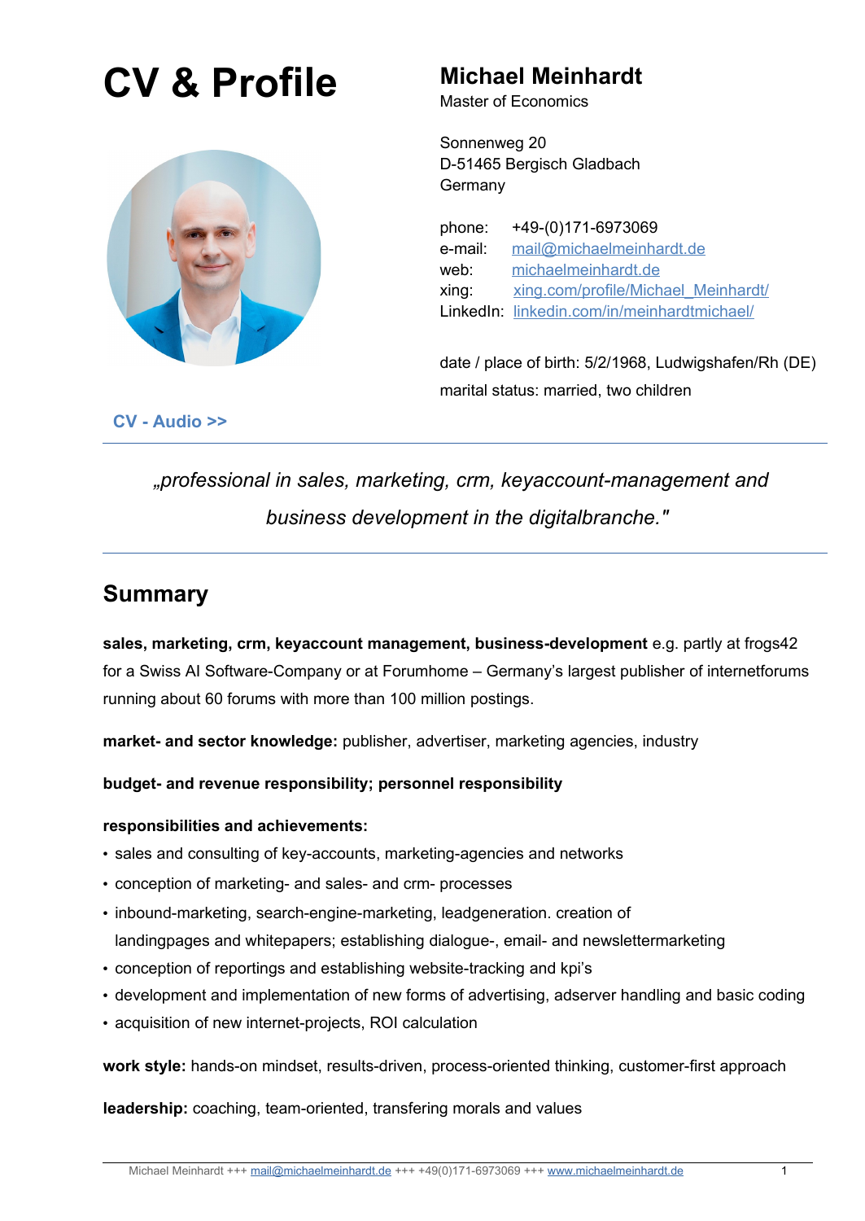# CV & Profile

## Michael Meinhardt

Master of Economics

Sonnenweg 20
D-51465 Bergisch Gladbach
Germany

phone: +49-(0)171-6973069
e-mail: mail@michaelmeinhardt.de
web: michaelmeinhardt.de
xing: xing.com/profile/Michael_Meinhardt/
LinkedIn: linkedin.com/in/meinhardtmichael/

date / place of birth: 5/2/1968, Ludwigshafen/Rh (DE)

marital status: married, two children

**CV - Audio >>**

---

*„professional in sales, marketing, crm, keyaccount-management and business development in the digitalbranche."*

---

## Summary

**sales, marketing, crm, keyaccount management, business-development** e.g. partly at frogs42 for a Swiss AI Software-Company or at Forumhome – Germany's largest publisher of internetforums running about 60 forums with more than 100 million postings.

**market- and sector knowledge:** publisher, advertiser, marketing agencies, industry

**budget- and revenue responsibility; personnel responsibility**

**responsibilities and achievements:**

- sales and consulting of key-accounts, marketing-agencies and networks
- conception of marketing- and sales- and crm- processes
- inbound-marketing, search-engine-marketing, leadgeneration. creation of landingpages and whitepapers; establishing dialogue-, email- and newslettermarketing
- conception of reportings and establishing website-tracking and kpi's
- development and implementation of new forms of advertising, adserver handling and basic coding
- acquisition of new internet-projects, ROI calculation

**work style:** hands-on mindset, results-driven, process-oriented thinking, customer-first approach

**leadership:** coaching, team-oriented, transfering morals and values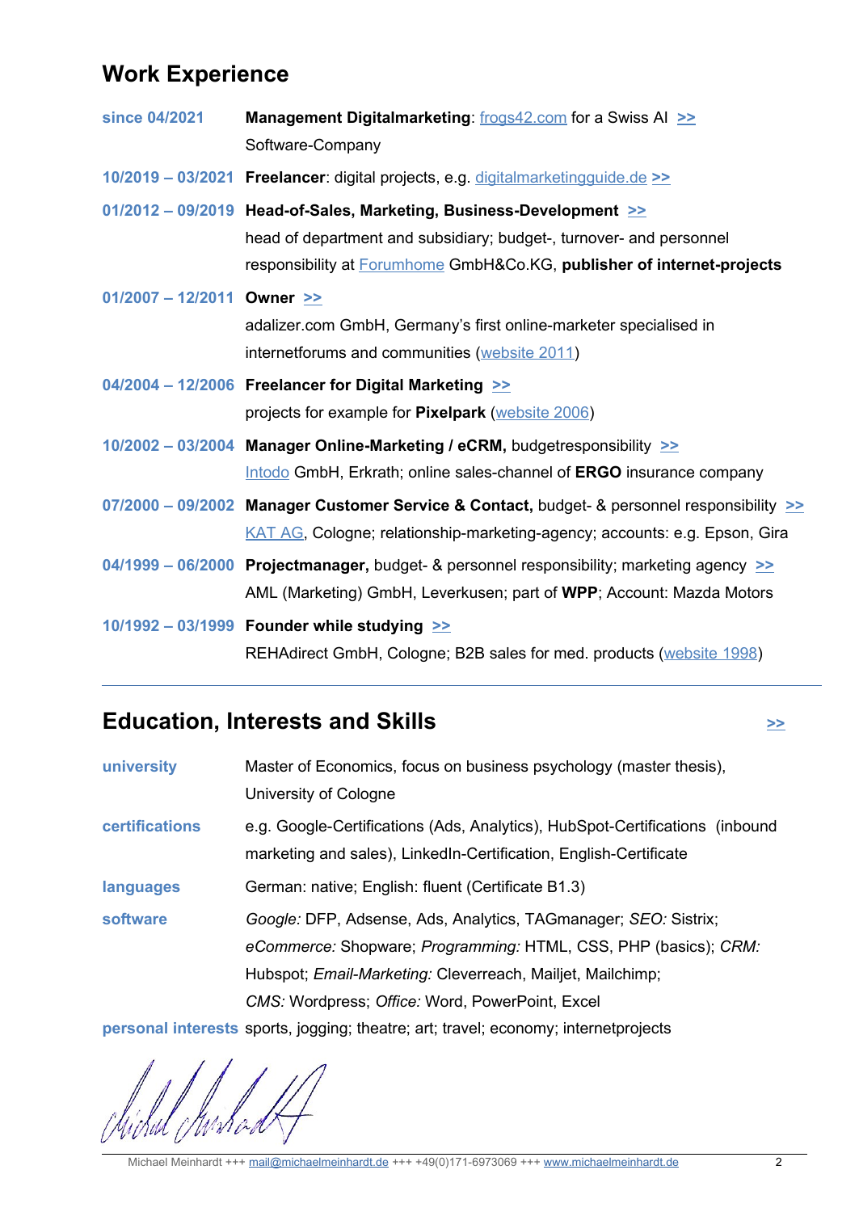## Work Experience

| | |
|---|---|
| **since 04/2021** | **Management Digitalmarketing**: frogs42.com for a Swiss AI Software-Company >> |
| **10/2019 – 03/2021** | **Freelancer**: digital projects, e.g. digitalmarketingguide.de >> |
| **01/2012 – 09/2019** | **Head-of-Sales, Marketing, Business-Development** >> head of department and subsidiary; budget-, turnover- and personnel responsibility at Forumhome GmbH&Co.KG, **publisher of internet-projects** |
| **01/2007 – 12/2011** | **Owner** >> adalizer.com GmbH, Germany's first online-marketer specialised in internetforums and communities (website 2011) |
| **04/2004 – 12/2006** | **Freelancer for Digital Marketing** >> projects for example for **Pixelpark** (website 2006) |
| **10/2002 – 03/2004** | **Manager Online-Marketing / eCRM,** budgetresponsibility >> Intodo GmbH, Erkrath; online sales-channel of **ERGO** insurance company |
| **07/2000 – 09/2002** | **Manager Customer Service & Contact,** budget- & personnel responsibility >> KAT AG, Cologne; relationship-marketing-agency; accounts: e.g. Epson, Gira |
| **04/1999 – 06/2000** | **Projectmanager,** budget- & personnel responsibility; marketing agency >> AML (Marketing) GmbH, Leverkusen; part of **WPP**; Account: Mazda Motors |
| **10/1992 – 03/1999** | **Founder while studying** >> REHAdirect GmbH, Cologne; B2B sales for med. products (website 1998) |

## Education, Interests and Skills

>>

| | |
|---|---|
| **university** | Master of Economics, focus on business psychology (master thesis), University of Cologne |
| **certifications** | e.g. Google-Certifications (Ads, Analytics), HubSpot-Certifications (inbound marketing and sales), LinkedIn-Certification, English-Certificate |
| **languages** | German: native; English: fluent (Certificate B1.3) |
| **software** | *Google:* DFP, Adsense, Ads, Analytics, TAGmanager; *SEO:* Sistrix; *eCommerce:* Shopware; *Programming:* HTML, CSS, PHP (basics); *CRM:* Hubspot; *Email-Marketing:* Cleverreach, Mailjet, Mailchimp; *CMS:* Wordpress; *Office:* Word, PowerPoint, Excel |
| **personal interests** | sports, jogging; theatre; art; travel; economy; internetprojects |

Michael Meinhardt +++ mail@michaelmeinhardt.de +++ +49(0)171-6973069 +++ www.michaelmeinhardt.de